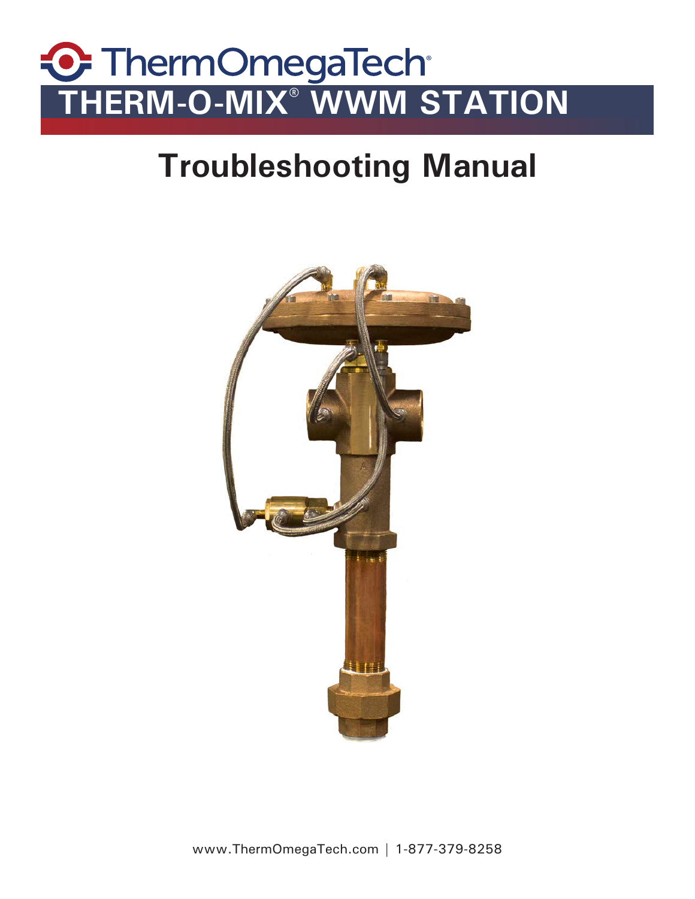# ThermOmegaTech®

# THERM-O-MIX® WWM STATION

## Troubleshooting Manual

www.ThermOmegaTech.com | 1-877-379-8258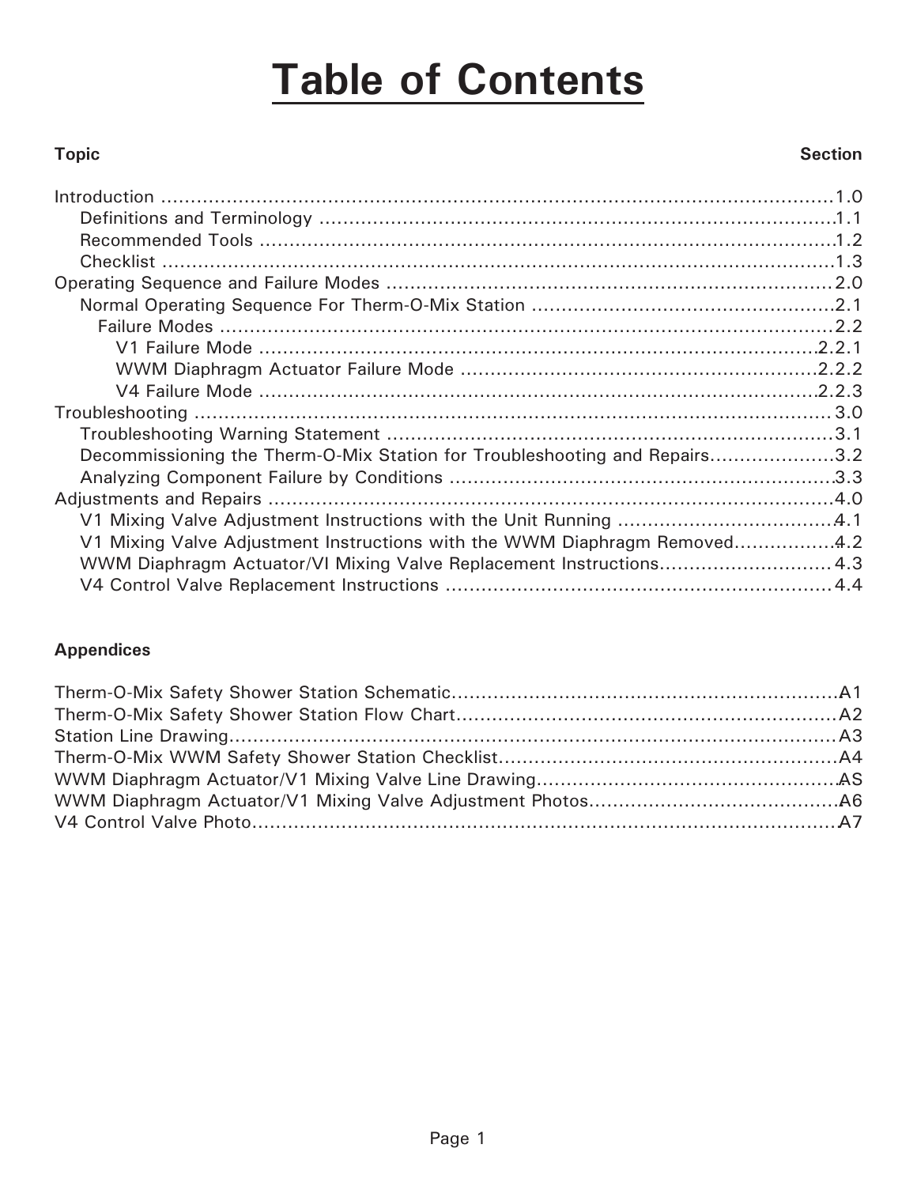# Table of Contents

| Topic | Section |
|---|---|
| Introduction | 1.0 |
| Definitions and Terminology | 1.1 |
| Recommended Tools | 1.2 |
| Checklist | 1.3 |
| Operating Sequence and Failure Modes | 2.0 |
| Normal Operating Sequence For Therm-O-Mix Station | 2.1 |
| Failure Modes | 2.2 |
| V1 Failure Mode | 2.2.1 |
| WWM Diaphragm Actuator Failure Mode | 2.2.2 |
| V4 Failure Mode | 2.2.3 |
| Troubleshooting | 3.0 |
| Troubleshooting Warning Statement | 3.1 |
| Decommissioning the Therm-O-Mix Station for Troubleshooting and Repairs | 3.2 |
| Analyzing Component Failure by Conditions | 3.3 |
| Adjustments and Repairs | 4.0 |
| V1 Mixing Valve Adjustment Instructions with the Unit Running | 4.1 |
| V1 Mixing Valve Adjustment Instructions with the WWM Diaphragm Removed | 4.2 |
| WWM Diaphragm Actuator/VI Mixing Valve Replacement Instructions | 4.3 |
| V4 Control Valve Replacement Instructions | 4.4 |

**Appendices**

| | |
|---|---|
| Therm-O-Mix Safety Shower Station Schematic | A1 |
| Therm-O-Mix Safety Shower Station Flow Chart | A2 |
| Station Line Drawing | A3 |
| Therm-O-Mix WWM Safety Shower Station Checklist | A4 |
| WWM Diaphragm Actuator/V1 Mixing Valve Line Drawing | AS |
| WWM Diaphragm Actuator/V1 Mixing Valve Adjustment Photos | A6 |
| V4 Control Valve Photo | A7 |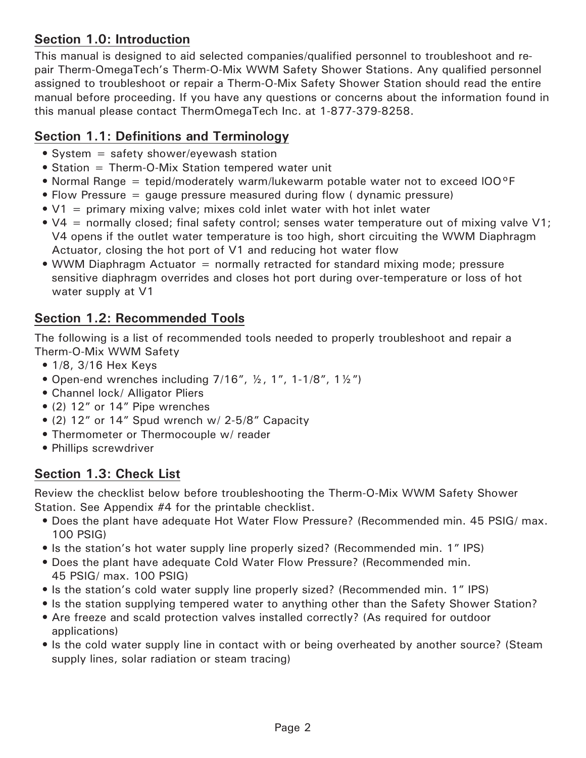## Section 1.0: Introduction

This manual is designed to aid selected companies/qualified personnel to troubleshoot and repair Therm-OmegaTech's Therm-O-Mix WWM Safety Shower Stations. Any qualified personnel assigned to troubleshoot or repair a Therm-O-Mix Safety Shower Station should read the entire manual before proceeding. If you have any questions or concerns about the information found in this manual please contact ThermOmegaTech Inc. at 1-877-379-8258.

## Section 1.1: Definitions and Terminology

- System = safety shower/eyewash station
- Station = Therm-O-Mix Station tempered water unit
- Normal Range = tepid/moderately warm/lukewarm potable water not to exceed IOO°F
- Flow Pressure = gauge pressure measured during flow ( dynamic pressure)
- V1 = primary mixing valve; mixes cold inlet water with hot inlet water
- V4 = normally closed; final safety control; senses water temperature out of mixing valve V1; V4 opens if the outlet water temperature is too high, short circuiting the WWM Diaphragm Actuator, closing the hot port of V1 and reducing hot water flow
- WWM Diaphragm Actuator = normally retracted for standard mixing mode; pressure sensitive diaphragm overrides and closes hot port during over-temperature or loss of hot water supply at V1

## Section 1.2: Recommended Tools

The following is a list of recommended tools needed to properly troubleshoot and repair a Therm-O-Mix WWM Safety

- 1/8, 3/16 Hex Keys
- Open-end wrenches including 7/16", ½, 1", 1-1/8", 1½")
- Channel lock/ Alligator Pliers
- (2) 12" or 14" Pipe wrenches
- (2) 12" or 14" Spud wrench w/ 2-5/8" Capacity
- Thermometer or Thermocouple w/ reader
- Phillips screwdriver

## Section 1.3: Check List

Review the checklist below before troubleshooting the Therm-O-Mix WWM Safety Shower Station. See Appendix #4 for the printable checklist.

- Does the plant have adequate Hot Water Flow Pressure? (Recommended min. 45 PSIG/ max. 100 PSIG)
- Is the station's hot water supply line properly sized? (Recommended min. 1" IPS)
- Does the plant have adequate Cold Water Flow Pressure? (Recommended min. 45 PSIG/ max. 100 PSIG)
- Is the station's cold water supply line properly sized? (Recommended min. 1" IPS)
- Is the station supplying tempered water to anything other than the Safety Shower Station?
- Are freeze and scald protection valves installed correctly? (As required for outdoor applications)
- Is the cold water supply line in contact with or being overheated by another source? (Steam supply lines, solar radiation or steam tracing)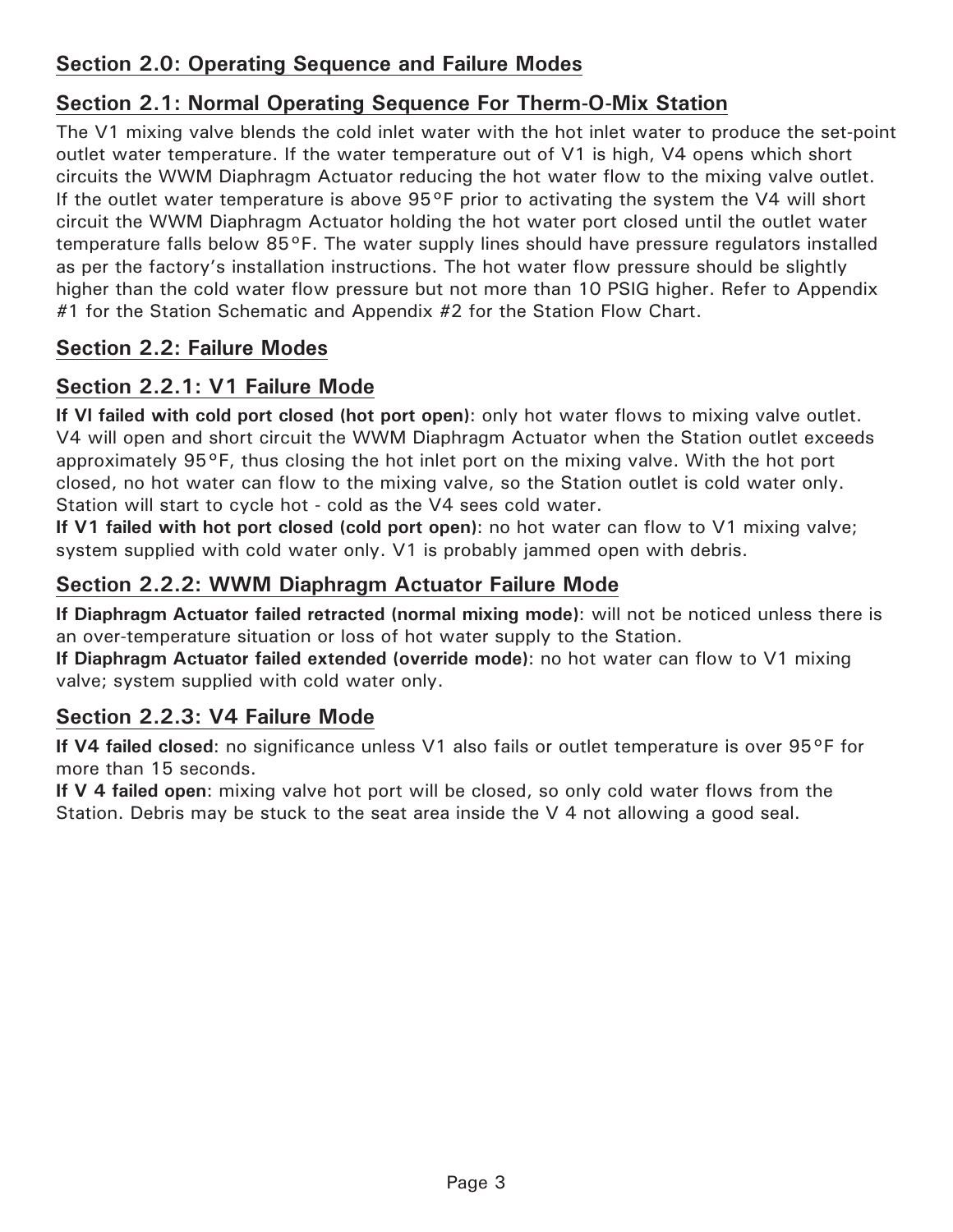## Section 2.0: Operating Sequence and Failure Modes

### Section 2.1: Normal Operating Sequence For Therm-O-Mix Station

The V1 mixing valve blends the cold inlet water with the hot inlet water to produce the set-point outlet water temperature. If the water temperature out of V1 is high, V4 opens which short circuits the WWM Diaphragm Actuator reducing the hot water flow to the mixing valve outlet. If the outlet water temperature is above 95°F prior to activating the system the V4 will short circuit the WWM Diaphragm Actuator holding the hot water port closed until the outlet water temperature falls below 85°F. The water supply lines should have pressure regulators installed as per the factory's installation instructions. The hot water flow pressure should be slightly higher than the cold water flow pressure but not more than 10 PSIG higher. Refer to Appendix #1 for the Station Schematic and Appendix #2 for the Station Flow Chart.

### Section 2.2: Failure Modes

#### Section 2.2.1: V1 Failure Mode

**If VI failed with cold port closed (hot port open)**: only hot water flows to mixing valve outlet. V4 will open and short circuit the WWM Diaphragm Actuator when the Station outlet exceeds approximately 95°F, thus closing the hot inlet port on the mixing valve. With the hot port closed, no hot water can flow to the mixing valve, so the Station outlet is cold water only. Station will start to cycle hot - cold as the V4 sees cold water.

**If V1 failed with hot port closed (cold port open)**: no hot water can flow to V1 mixing valve; system supplied with cold water only. V1 is probably jammed open with debris.

#### Section 2.2.2: WWM Diaphragm Actuator Failure Mode

**If Diaphragm Actuator failed retracted (normal mixing mode)**: will not be noticed unless there is an over-temperature situation or loss of hot water supply to the Station.

**If Diaphragm Actuator failed extended (override mode)**: no hot water can flow to V1 mixing valve; system supplied with cold water only.

#### Section 2.2.3: V4 Failure Mode

**If V4 failed closed**: no significance unless V1 also fails or outlet temperature is over 95°F for more than 15 seconds.

**If V 4 failed open**: mixing valve hot port will be closed, so only cold water flows from the Station. Debris may be stuck to the seat area inside the V 4 not allowing a good seal.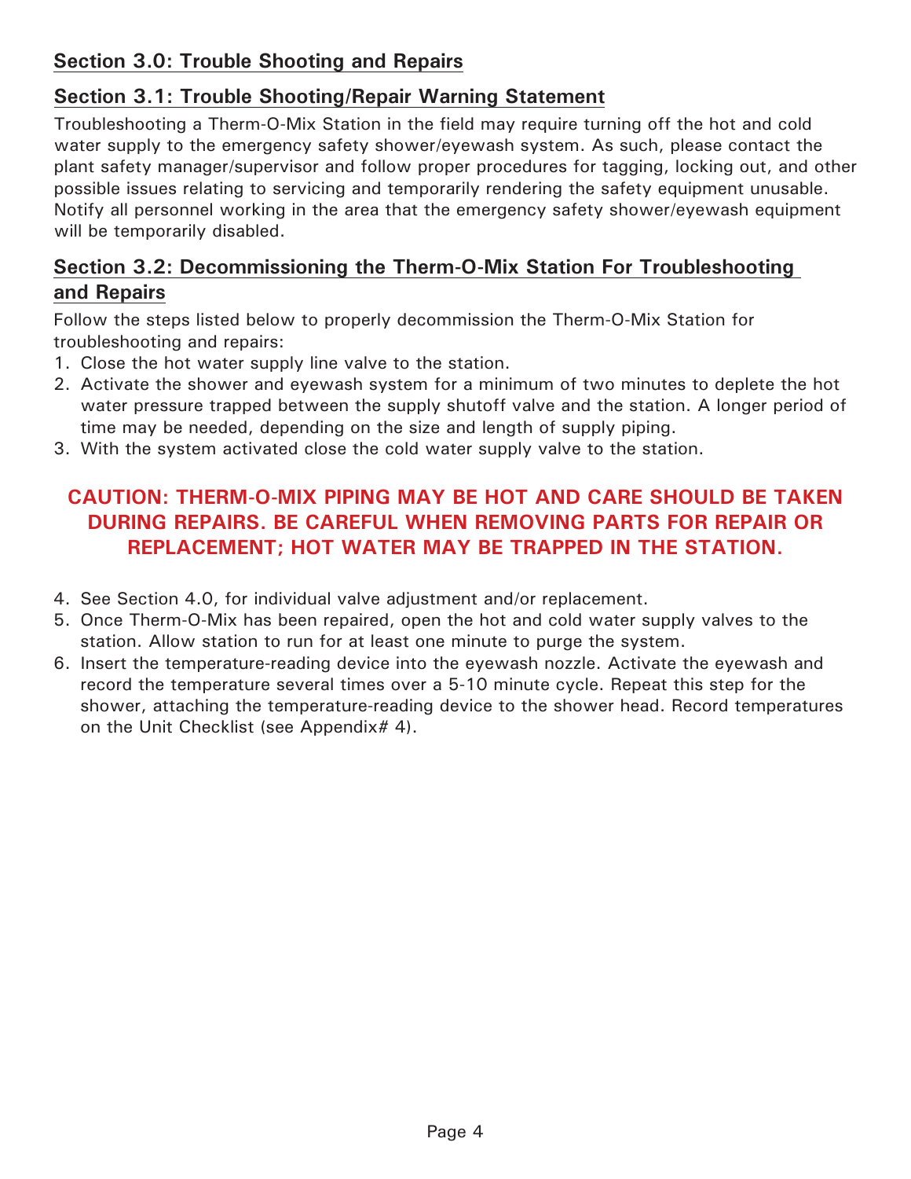## Section 3.0: Trouble Shooting and Repairs

### Section 3.1: Trouble Shooting/Repair Warning Statement

Troubleshooting a Therm-O-Mix Station in the field may require turning off the hot and cold water supply to the emergency safety shower/eyewash system. As such, please contact the plant safety manager/supervisor and follow proper procedures for tagging, locking out, and other possible issues relating to servicing and temporarily rendering the safety equipment unusable. Notify all personnel working in the area that the emergency safety shower/eyewash equipment will be temporarily disabled.

### Section 3.2: Decommissioning the Therm-O-Mix Station For Troubleshooting and Repairs

Follow the steps listed below to properly decommission the Therm-O-Mix Station for troubleshooting and repairs:

1. Close the hot water supply line valve to the station.
2. Activate the shower and eyewash system for a minimum of two minutes to deplete the hot water pressure trapped between the supply shutoff valve and the station. A longer period of time may be needed, depending on the size and length of supply piping.
3. With the system activated close the cold water supply valve to the station.

**CAUTION: THERM-O-MIX PIPING MAY BE HOT AND CARE SHOULD BE TAKEN DURING REPAIRS. BE CAREFUL WHEN REMOVING PARTS FOR REPAIR OR REPLACEMENT; HOT WATER MAY BE TRAPPED IN THE STATION.**

4. See Section 4.0, for individual valve adjustment and/or replacement.
5. Once Therm-O-Mix has been repaired, open the hot and cold water supply valves to the station. Allow station to run for at least one minute to purge the system.
6. Insert the temperature-reading device into the eyewash nozzle. Activate the eyewash and record the temperature several times over a 5-10 minute cycle. Repeat this step for the shower, attaching the temperature-reading device to the shower head. Record temperatures on the Unit Checklist (see Appendix# 4).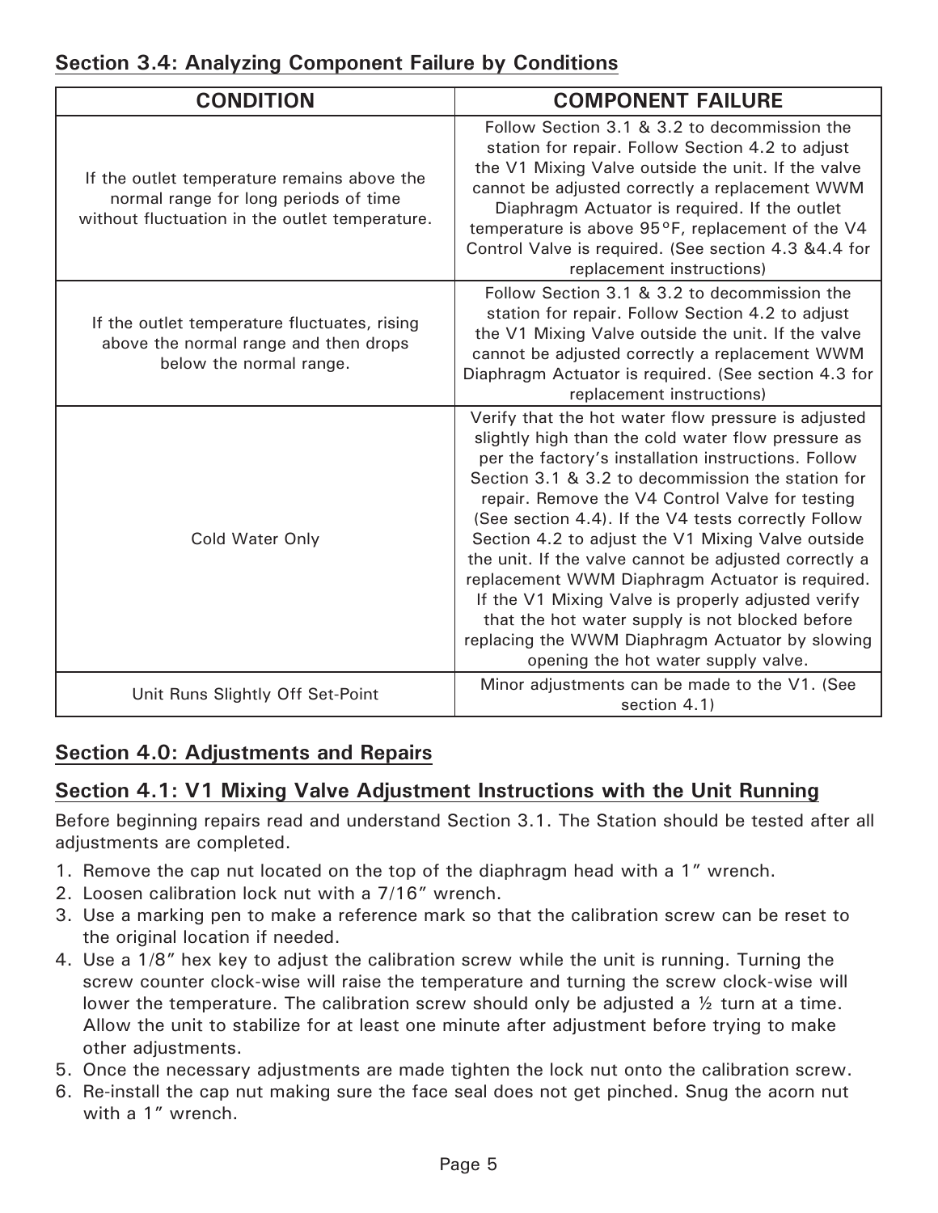## Section 3.4: Analyzing Component Failure by Conditions

| CONDITION | COMPONENT FAILURE |
|---|---|
| If the outlet temperature remains above the normal range for long periods of time without fluctuation in the outlet temperature. | Follow Section 3.1 & 3.2 to decommission the station for repair. Follow Section 4.2 to adjust the V1 Mixing Valve outside the unit. If the valve cannot be adjusted correctly a replacement WWM Diaphragm Actuator is required. If the outlet temperature is above 95°F, replacement of the V4 Control Valve is required. (See section 4.3 &4.4 for replacement instructions) |
| If the outlet temperature fluctuates, rising above the normal range and then drops below the normal range. | Follow Section 3.1 & 3.2 to decommission the station for repair. Follow Section 4.2 to adjust the V1 Mixing Valve outside the unit. If the valve cannot be adjusted correctly a replacement WWM Diaphragm Actuator is required. (See section 4.3 for replacement instructions) |
| Cold Water Only | Verify that the hot water flow pressure is adjusted slightly high than the cold water flow pressure as per the factory's installation instructions. Follow Section 3.1 & 3.2 to decommission the station for repair. Remove the V4 Control Valve for testing (See section 4.4). If the V4 tests correctly Follow Section 4.2 to adjust the V1 Mixing Valve outside the unit. If the valve cannot be adjusted correctly a replacement WWM Diaphragm Actuator is required. If the V1 Mixing Valve is properly adjusted verify that the hot water supply is not blocked before replacing the WWM Diaphragm Actuator by slowing opening the hot water supply valve. |
| Unit Runs Slightly Off Set-Point | Minor adjustments can be made to the V1. (See section 4.1) |

## Section 4.0: Adjustments and Repairs

## Section 4.1: V1 Mixing Valve Adjustment Instructions with the Unit Running

Before beginning repairs read and understand Section 3.1. The Station should be tested after all adjustments are completed.

1. Remove the cap nut located on the top of the diaphragm head with a 1" wrench.
2. Loosen calibration lock nut with a 7/16" wrench.
3. Use a marking pen to make a reference mark so that the calibration screw can be reset to the original location if needed.
4. Use a 1/8" hex key to adjust the calibration screw while the unit is running. Turning the screw counter clock-wise will raise the temperature and turning the screw clock-wise will lower the temperature. The calibration screw should only be adjusted a ½ turn at a time. Allow the unit to stabilize for at least one minute after adjustment before trying to make other adjustments.
5. Once the necessary adjustments are made tighten the lock nut onto the calibration screw.
6. Re-install the cap nut making sure the face seal does not get pinched. Snug the acorn nut with a 1" wrench.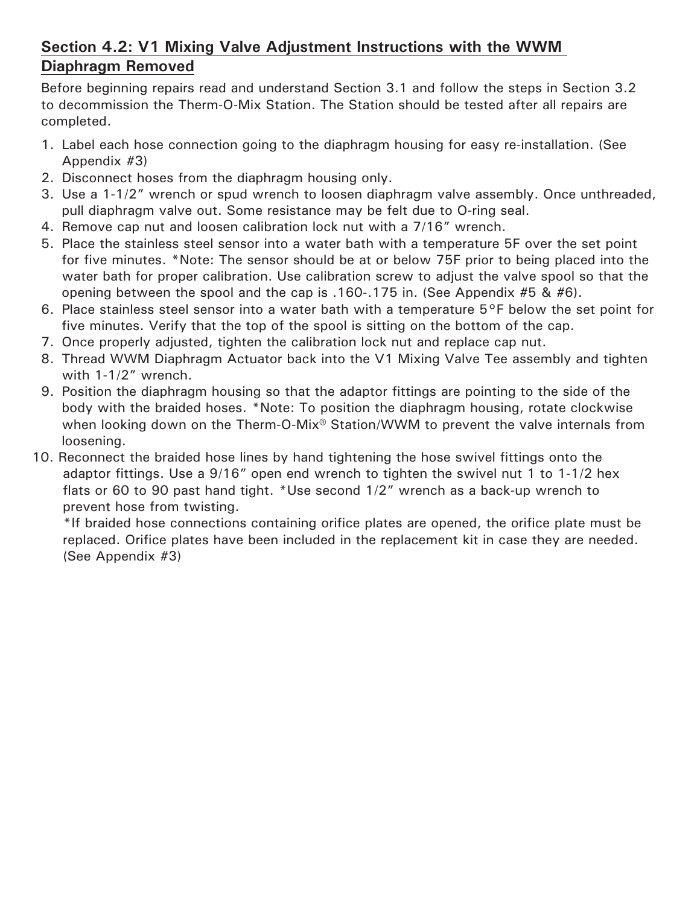## Section 4.2: V1 Mixing Valve Adjustment Instructions with the WWM Diaphragm Removed

Before beginning repairs read and understand Section 3.1 and follow the steps in Section 3.2 to decommission the Therm-O-Mix Station. The Station should be tested after all repairs are completed.

1. Label each hose connection going to the diaphragm housing for easy re-installation. (See Appendix #3)
2. Disconnect hoses from the diaphragm housing only.
3. Use a 1-1/2" wrench or spud wrench to loosen diaphragm valve assembly. Once unthreaded, pull diaphragm valve out. Some resistance may be felt due to O-ring seal.
4. Remove cap nut and loosen calibration lock nut with a 7/16" wrench.
5. Place the stainless steel sensor into a water bath with a temperature 5F over the set point for five minutes. *Note: The sensor should be at or below 75F prior to being placed into the water bath for proper calibration. Use calibration screw to adjust the valve spool so that the opening between the spool and the cap is .160-.175 in. (See Appendix #5 & #6).
6. Place stainless steel sensor into a water bath with a temperature 5°F below the set point for five minutes. Verify that the top of the spool is sitting on the bottom of the cap.
7. Once properly adjusted, tighten the calibration lock nut and replace cap nut.
8. Thread WWM Diaphragm Actuator back into the V1 Mixing Valve Tee assembly and tighten with 1-1/2" wrench.
9. Position the diaphragm housing so that the adaptor fittings are pointing to the side of the body with the braided hoses. *Note: To position the diaphragm housing, rotate clockwise when looking down on the Therm-O-Mix® Station/WWM to prevent the valve internals from loosening.
10. Reconnect the braided hose lines by hand tightening the hose swivel fittings onto the adaptor fittings. Use a 9/16" open end wrench to tighten the swivel nut 1 to 1-1/2 hex flats or 60 to 90 past hand tight. *Use second 1/2" wrench as a back-up wrench to prevent hose from twisting.

    *If braided hose connections containing orifice plates are opened, the orifice plate must be replaced. Orifice plates have been included in the replacement kit in case they are needed. (See Appendix #3)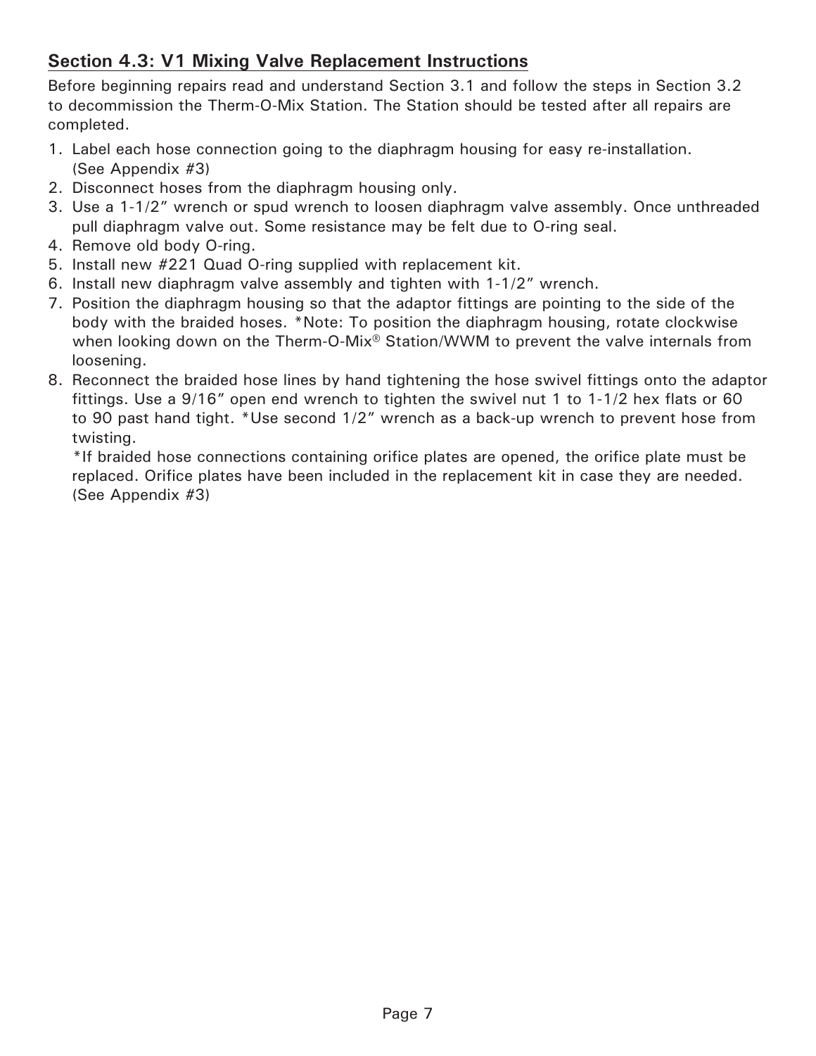## Section 4.3: V1 Mixing Valve Replacement Instructions

Before beginning repairs read and understand Section 3.1 and follow the steps in Section 3.2 to decommission the Therm-O-Mix Station. The Station should be tested after all repairs are completed.

1. Label each hose connection going to the diaphragm housing for easy re-installation. (See Appendix #3)
2. Disconnect hoses from the diaphragm housing only.
3. Use a 1-1/2" wrench or spud wrench to loosen diaphragm valve assembly. Once unthreaded pull diaphragm valve out. Some resistance may be felt due to O-ring seal.
4. Remove old body O-ring.
5. Install new #221 Quad O-ring supplied with replacement kit.
6. Install new diaphragm valve assembly and tighten with 1-1/2" wrench.
7. Position the diaphragm housing so that the adaptor fittings are pointing to the side of the body with the braided hoses. *Note: To position the diaphragm housing, rotate clockwise when looking down on the Therm-O-Mix® Station/WWM to prevent the valve internals from loosening.
8. Reconnect the braided hose lines by hand tightening the hose swivel fittings onto the adaptor fittings. Use a 9/16" open end wrench to tighten the swivel nut 1 to 1-1/2 hex flats or 60 to 90 past hand tight. *Use second 1/2" wrench as a back-up wrench to prevent hose from twisting.

   *If braided hose connections containing orifice plates are opened, the orifice plate must be replaced. Orifice plates have been included in the replacement kit in case they are needed. (See Appendix #3)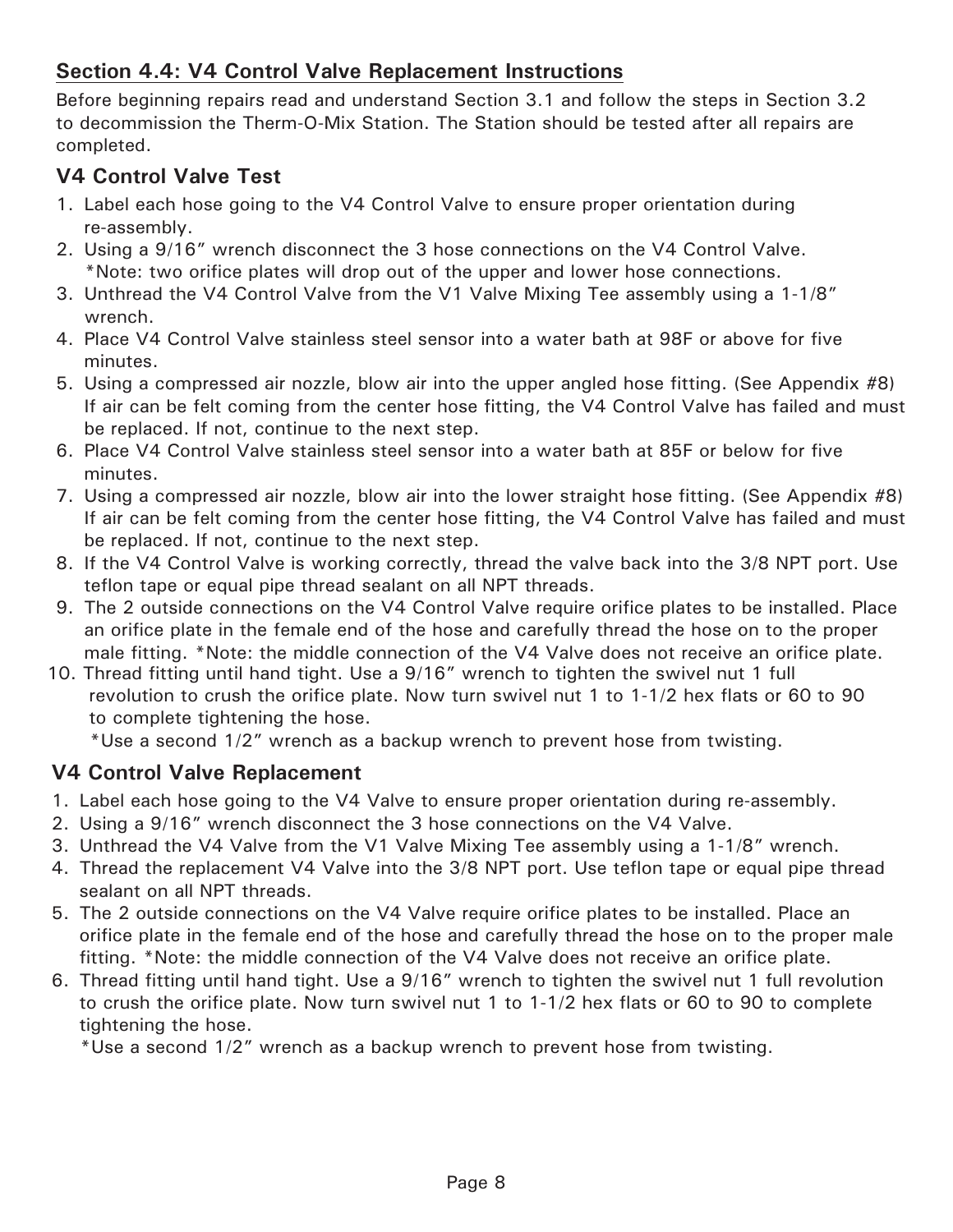## Section 4.4: V4 Control Valve Replacement Instructions

Before beginning repairs read and understand Section 3.1 and follow the steps in Section 3.2 to decommission the Therm-O-Mix Station. The Station should be tested after all repairs are completed.

### V4 Control Valve Test

1. Label each hose going to the V4 Control Valve to ensure proper orientation during re-assembly.
2. Using a 9/16" wrench disconnect the 3 hose connections on the V4 Control Valve.
   *Note: two orifice plates will drop out of the upper and lower hose connections.
3. Unthread the V4 Control Valve from the V1 Valve Mixing Tee assembly using a 1-1/8" wrench.
4. Place V4 Control Valve stainless steel sensor into a water bath at 98F or above for five minutes.
5. Using a compressed air nozzle, blow air into the upper angled hose fitting. (See Appendix #8) If air can be felt coming from the center hose fitting, the V4 Control Valve has failed and must be replaced. If not, continue to the next step.
6. Place V4 Control Valve stainless steel sensor into a water bath at 85F or below for five minutes.
7. Using a compressed air nozzle, blow air into the lower straight hose fitting. (See Appendix #8) If air can be felt coming from the center hose fitting, the V4 Control Valve has failed and must be replaced. If not, continue to the next step.
8. If the V4 Control Valve is working correctly, thread the valve back into the 3/8 NPT port. Use teflon tape or equal pipe thread sealant on all NPT threads.
9. The 2 outside connections on the V4 Control Valve require orifice plates to be installed. Place an orifice plate in the female end of the hose and carefully thread the hose on to the proper male fitting. *Note: the middle connection of the V4 Valve does not receive an orifice plate.
10. Thread fitting until hand tight. Use a 9/16" wrench to tighten the swivel nut 1 full revolution to crush the orifice plate. Now turn swivel nut 1 to 1-1/2 hex flats or 60 to 90 to complete tightening the hose.
    *Use a second 1/2" wrench as a backup wrench to prevent hose from twisting.

### V4 Control Valve Replacement

1. Label each hose going to the V4 Valve to ensure proper orientation during re-assembly.
2. Using a 9/16" wrench disconnect the 3 hose connections on the V4 Valve.
3. Unthread the V4 Valve from the V1 Valve Mixing Tee assembly using a 1-1/8" wrench.
4. Thread the replacement V4 Valve into the 3/8 NPT port. Use teflon tape or equal pipe thread sealant on all NPT threads.
5. The 2 outside connections on the V4 Valve require orifice plates to be installed. Place an orifice plate in the female end of the hose and carefully thread the hose on to the proper male fitting. *Note: the middle connection of the V4 Valve does not receive an orifice plate.
6. Thread fitting until hand tight. Use a 9/16" wrench to tighten the swivel nut 1 full revolution to crush the orifice plate. Now turn swivel nut 1 to 1-1/2 hex flats or 60 to 90 to complete tightening the hose.
   *Use a second 1/2" wrench as a backup wrench to prevent hose from twisting.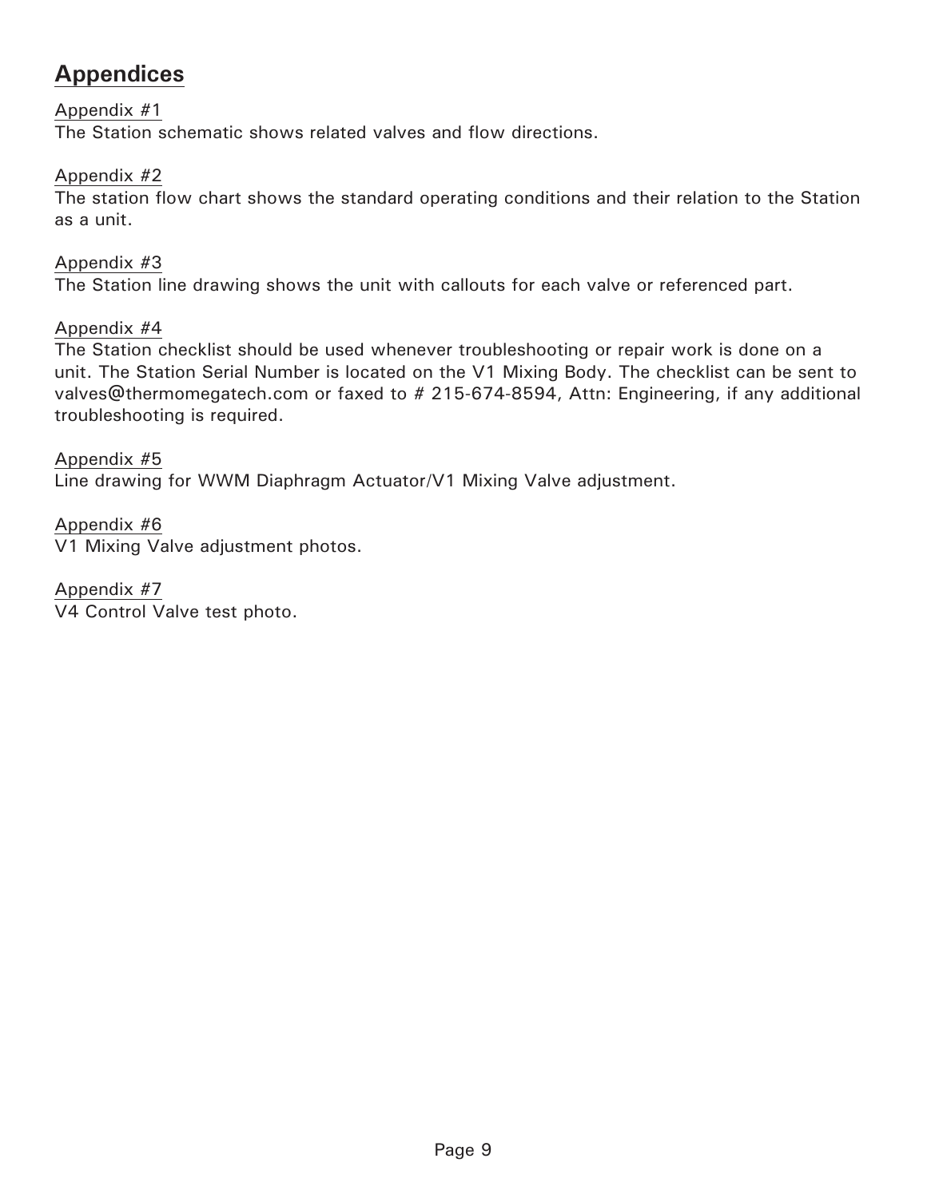## Appendices

Appendix #1
The Station schematic shows related valves and flow directions.

Appendix #2
The station flow chart shows the standard operating conditions and their relation to the Station as a unit.

Appendix #3
The Station line drawing shows the unit with callouts for each valve or referenced part.

Appendix #4
The Station checklist should be used whenever troubleshooting or repair work is done on a unit. The Station Serial Number is located on the V1 Mixing Body. The checklist can be sent to valves@thermomegatech.com or faxed to # 215-674-8594, Attn: Engineering, if any additional troubleshooting is required.

Appendix #5
Line drawing for WWM Diaphragm Actuator/V1 Mixing Valve adjustment.

Appendix #6
V1 Mixing Valve adjustment photos.

Appendix #7
V4 Control Valve test photo.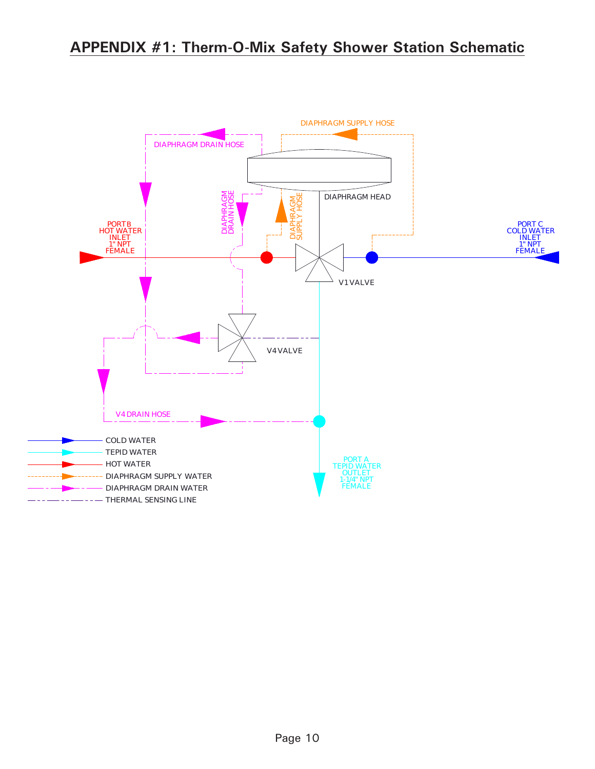# APPENDIX #1: Therm-O-Mix Safety Shower Station Schematic

DIAPHRAGM SUPPLY HOSE

DIAPHRAGM DRAIN HOSE

DIAPHRAGM HEAD

DIAPHRAGM DRAIN HOSE

DIAPHRAGM SUPPLY HOSE

PORT B
HOT WATER
INLET
1" NPT
FEMALE

PORT C
COLD WATER
INLET
1" NPT
FEMALE

V1 VALVE

V4 VALVE

V4 DRAIN HOSE

PORT A
TEPID WATER
OUTLET
1-1/4" NPT
FEMALE

- COLD WATER
- TEPID WATER
- HOT WATER
- DIAPHRAGM SUPPLY WATER
- DIAPHRAGM DRAIN WATER
- THERMAL SENSING LINE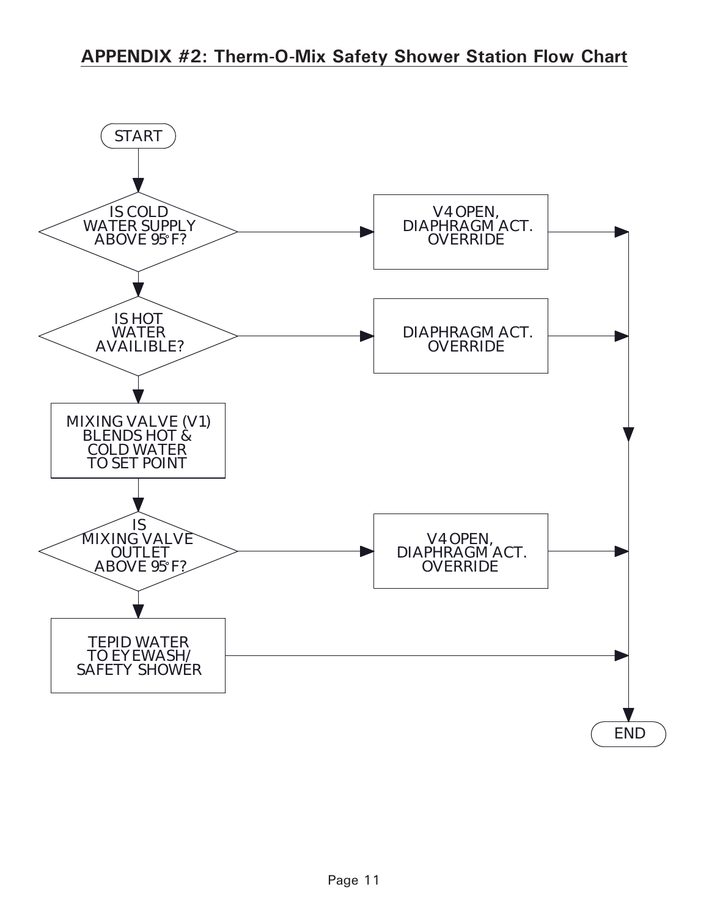## APPENDIX #2: Therm-O-Mix Safety Shower Station Flow Chart

START

IS COLD WATER SUPPLY ABOVE 95°F? → V4 OPEN, DIAPHRAGM ACT. OVERRIDE → END

IS HOT WATER AVAILIBLE? → DIAPHRAGM ACT. OVERRIDE → END

MIXING VALVE (V1) BLENDS HOT & COLD WATER TO SET POINT

IS MIXING VALVE OUTLET ABOVE 95°F? → V4 OPEN, DIAPHRAGM ACT. OVERRIDE → END

TEPID WATER TO EYEWASH/ SAFETY SHOWER → END

END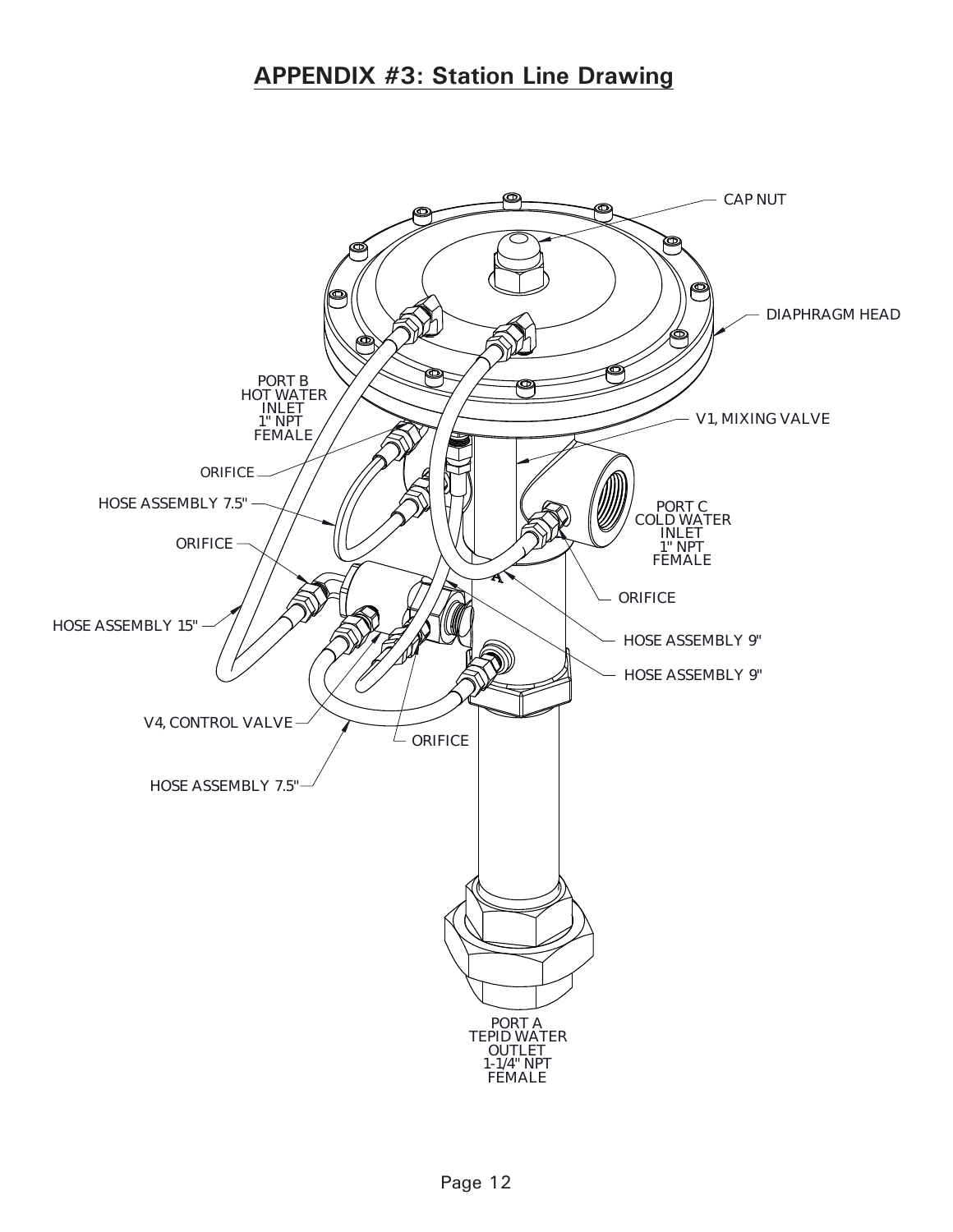## APPENDIX #3: Station Line Drawing

CAP NUT

DIAPHRAGM HEAD

PORT B
HOT WATER
INLET
1" NPT
FEMALE

V1, MIXING VALVE

ORIFICE

HOSE ASSEMBLY 7.5"

PORT C
COLD WATER
INLET
1" NPT
FEMALE

ORIFICE

ORIFICE

HOSE ASSEMBLY 15"

HOSE ASSEMBLY 9"

HOSE ASSEMBLY 9"

V4, CONTROL VALVE

ORIFICE

HOSE ASSEMBLY 7.5"

PORT A
TEPID WATER
OUTLET
1-1/4" NPT
FEMALE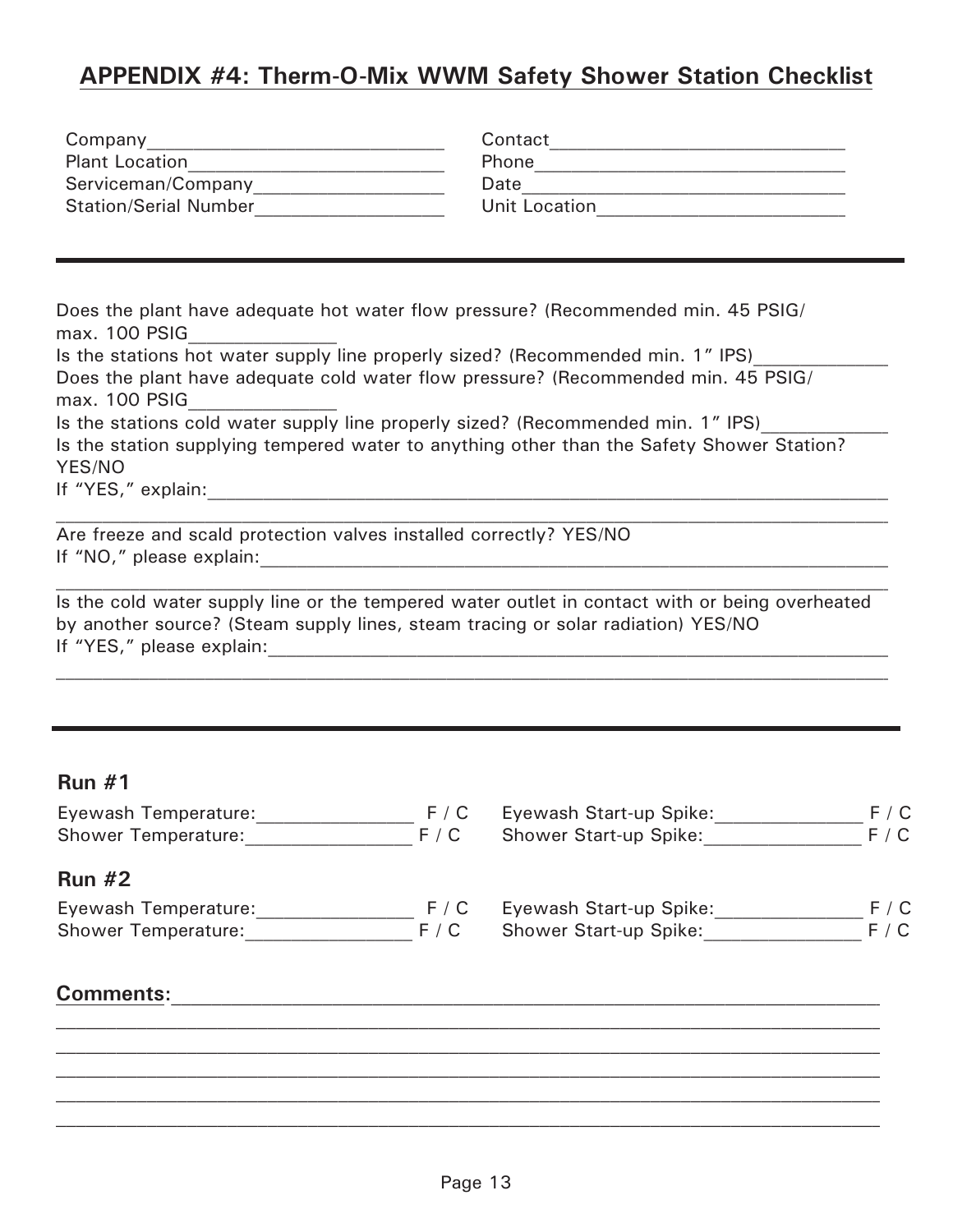## APPENDIX #4: Therm-O-Mix WWM Safety Shower Station Checklist

Company____________________________ Contact____________________________
Plant Location_________________________ Phone______________________________
Serviceman/Company__________________ Date_______________________________
Station/Serial Number__________________ Unit Location________________________

---

Does the plant have adequate hot water flow pressure? (Recommended min. 45 PSIG/ max. 100 PSIG______________

Is the stations hot water supply line properly sized? (Recommended min. 1" IPS)_____________

Does the plant have adequate cold water flow pressure? (Recommended min. 45 PSIG/ max. 100 PSIG______________

Is the stations cold water supply line properly sized? (Recommended min. 1" IPS)____________

Is the station supplying tempered water to anything other than the Safety Shower Station? YES/NO

If "YES," explain:______________________________________________________________
________________________________________________________________________________

Are freeze and scald protection valves installed correctly? YES/NO

If "NO," please explain:__________________________________________________________
________________________________________________________________________________

Is the cold water supply line or the tempered water outlet in contact with or being overheated by another source? (Steam supply lines, steam tracing or solar radiation) YES/NO

If "YES," please explain:_________________________________________________________
________________________________________________________________________________

---

### Run #1

Eyewash Temperature:_______________ F / C Eyewash Start-up Spike:______________ F / C
Shower Temperature:________________ F / C Shower Start-up Spike:_______________ F / C

### Run #2

Eyewash Temperature:_______________ F / C Eyewash Start-up Spike:______________ F / C
Shower Temperature:________________ F / C Shower Start-up Spike:_______________ F / C

**Comments:**_____________________________________________________________________
________________________________________________________________________________
________________________________________________________________________________
________________________________________________________________________________
________________________________________________________________________________
________________________________________________________________________________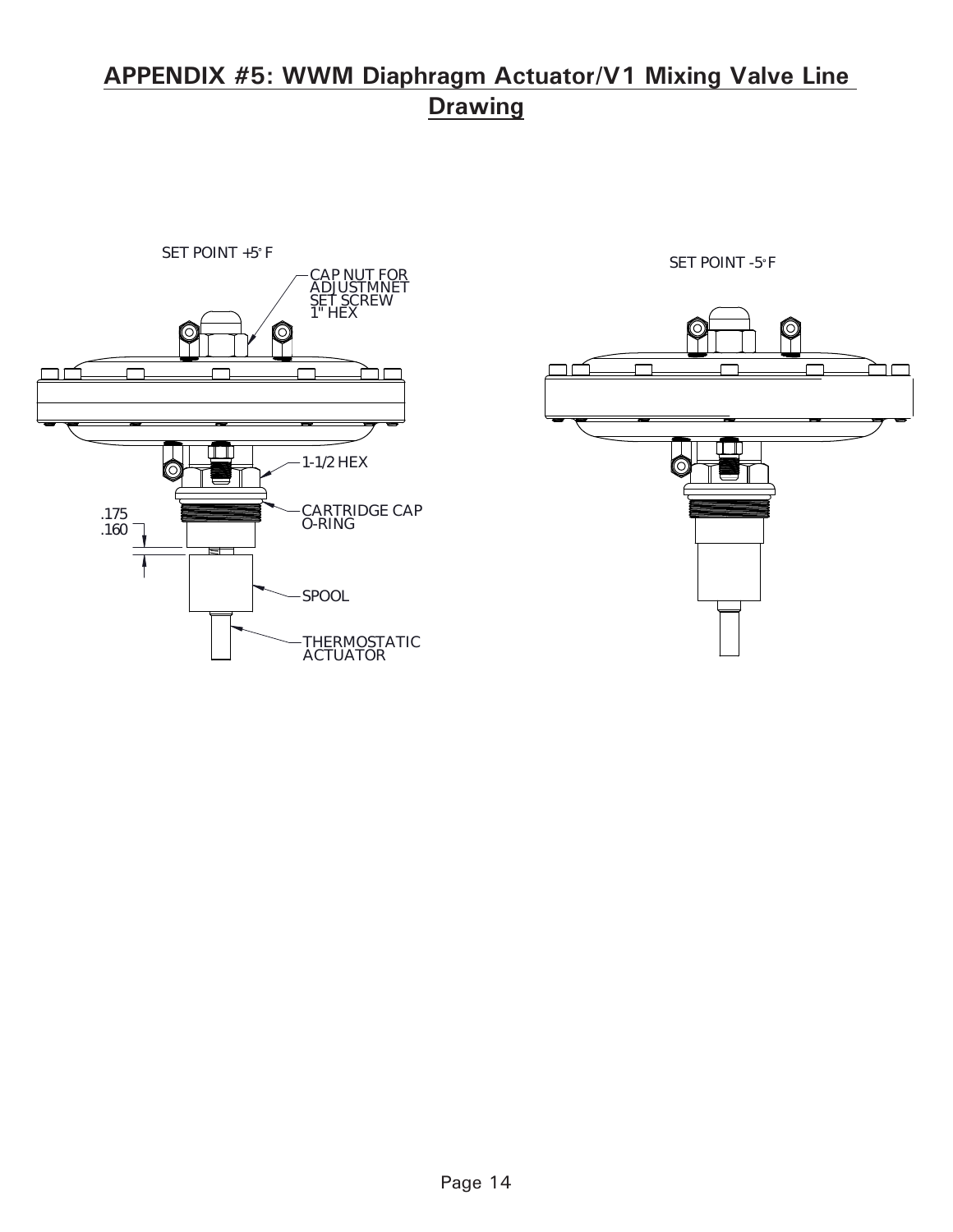## APPENDIX #5: WWM Diaphragm Actuator/V1 Mixing Valve Line Drawing

SET POINT +5° F

CAP NUT FOR ADJUSTMNET SET SCREW 1" HEX

1-1/2 HEX

.175
.160

CARTRIDGE CAP O-RING

SPOOL

THERMOSTATIC ACTUATOR

SET POINT -5° F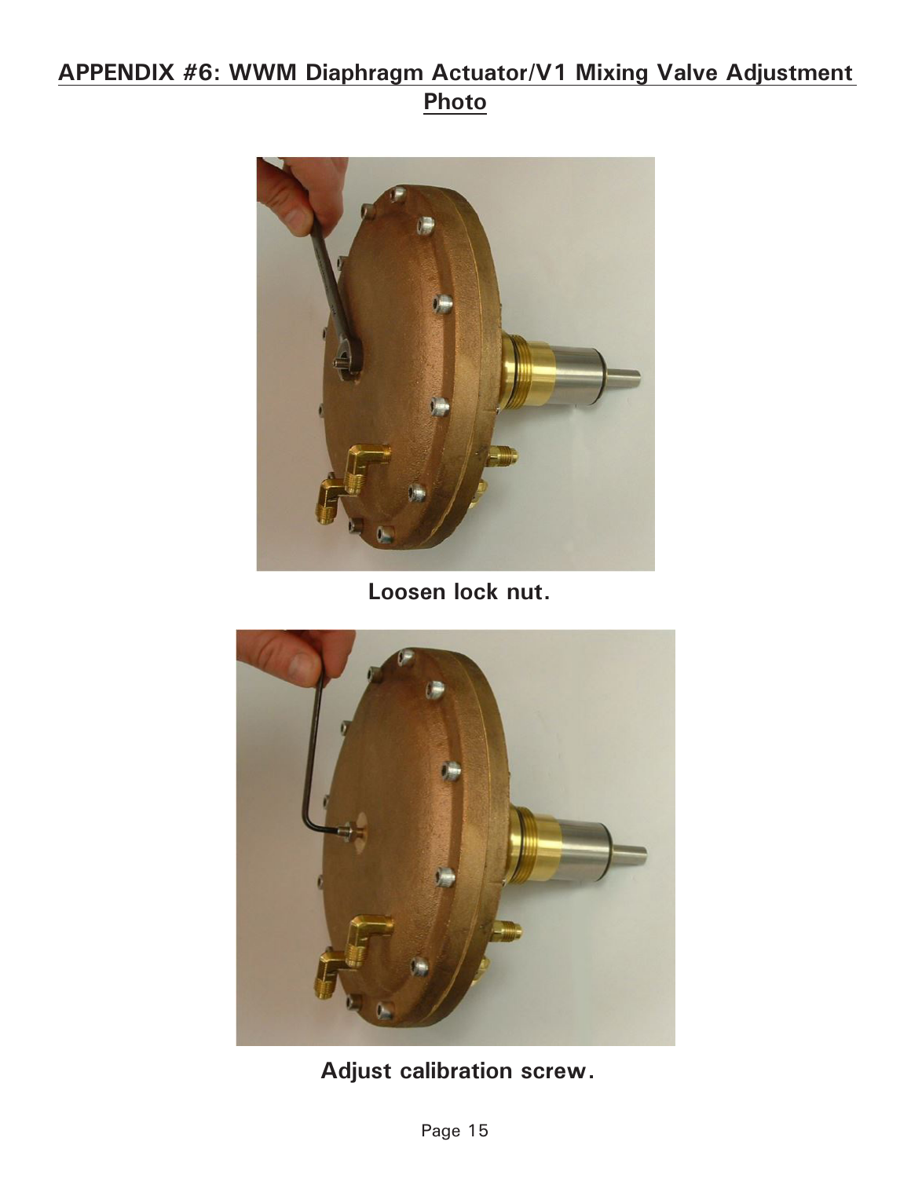## APPENDIX #6: WWM Diaphragm Actuator/V1 Mixing Valve Adjustment Photo

**Loosen lock nut.**

**Adjust calibration screw.**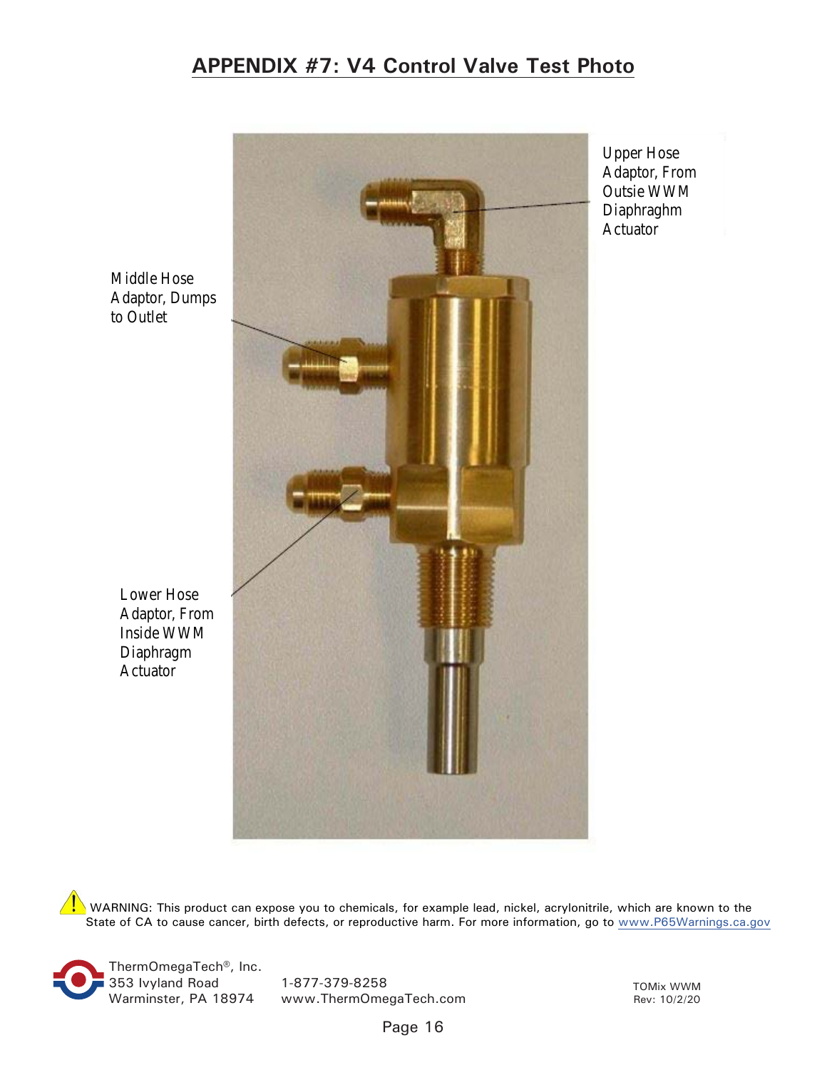## APPENDIX #7: V4 Control Valve Test Photo

Upper Hose Adaptor, From Outsie WWM Diaphraghm Actuator

Middle Hose Adaptor, Dumps to Outlet

Lower Hose Adaptor, From Inside WWM Diaphragm Actuator

⚠ WARNING: This product can expose you to chemicals, for example lead, nickel, acrylonitrile, which are known to the State of CA to cause cancer, birth defects, or reproductive harm. For more information, go to www.P65Warnings.ca.gov

ThermOmegaTech®, Inc.
353 Ivyland Road
Warminster, PA 18974

1-877-379-8258
www.ThermOmegaTech.com

TOMix WWM
Rev: 10/2/20